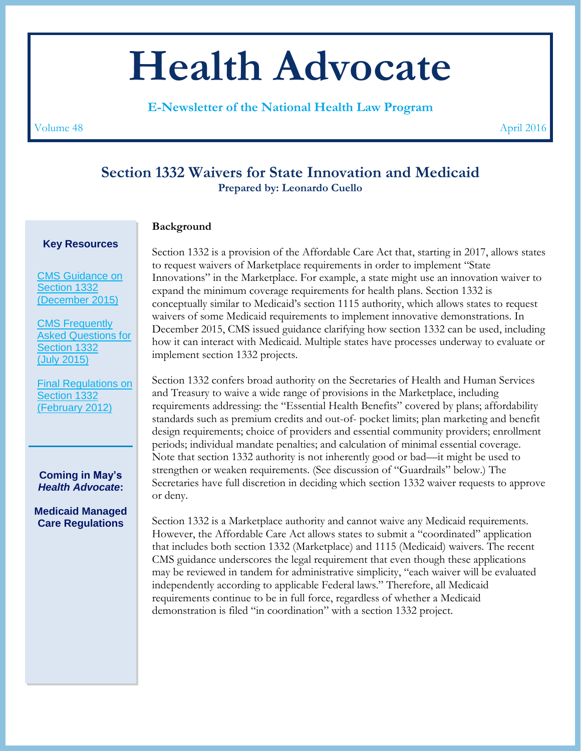# Health Advocate

**E-Newsletter of the National Health Law Program**

Volume 48 — April 2016

## Section 1332 Waivers for State Innovation and Medicaid

**Prepared by: Leonardo Cuello**

### Background

Section 1332 is a provision of the Affordable Care Act that, starting in 2017, allows states to request waivers of Marketplace requirements in order to implement "State Innovations" in the Marketplace. For example, a state might use an innovation waiver to expand the minimum coverage requirements for health plans. Section 1332 is conceptually similar to Medicaid's section 1115 authority, which allows states to request waivers of some Medicaid requirements to implement innovative demonstrations. In December 2015, CMS issued guidance clarifying how section 1332 can be used, including how it can interact with Medicaid. Multiple states have processes underway to evaluate or implement section 1332 projects.

Section 1332 confers broad authority on the Secretaries of Health and Human Services and Treasury to waive a wide range of provisions in the Marketplace, including requirements addressing: the "Essential Health Benefits" covered by plans; affordability standards such as premium credits and out-of- pocket limits; plan marketing and benefit design requirements; choice of providers and essential community providers; enrollment periods; individual mandate penalties; and calculation of minimal essential coverage. Note that section 1332 authority is not inherently good or bad—it might be used to strengthen or weaken requirements. (See discussion of "Guardrails" below.) The Secretaries have full discretion in deciding which section 1332 waiver requests to approve or deny.

Section 1332 is a Marketplace authority and cannot waive any Medicaid requirements. However, the Affordable Care Act allows states to submit a "coordinated" application that includes both section 1332 (Marketplace) and 1115 (Medicaid) waivers. The recent CMS guidance underscores the legal requirement that even though these applications may be reviewed in tandem for administrative simplicity, "each waiver will be evaluated independently according to applicable Federal laws." Therefore, all Medicaid requirements continue to be in full force, regardless of whether a Medicaid demonstration is filed "in coordination" with a section 1332 project.

---

**Key Resources**

- CMS Guidance on Section 1332 (December 2015)
- CMS Frequently Asked Questions for Section 1332 (July 2015)
- Final Regulations on Section 1332 (February 2012)

**Coming in May's *Health Advocate*:**

**Medicaid Managed Care Regulations**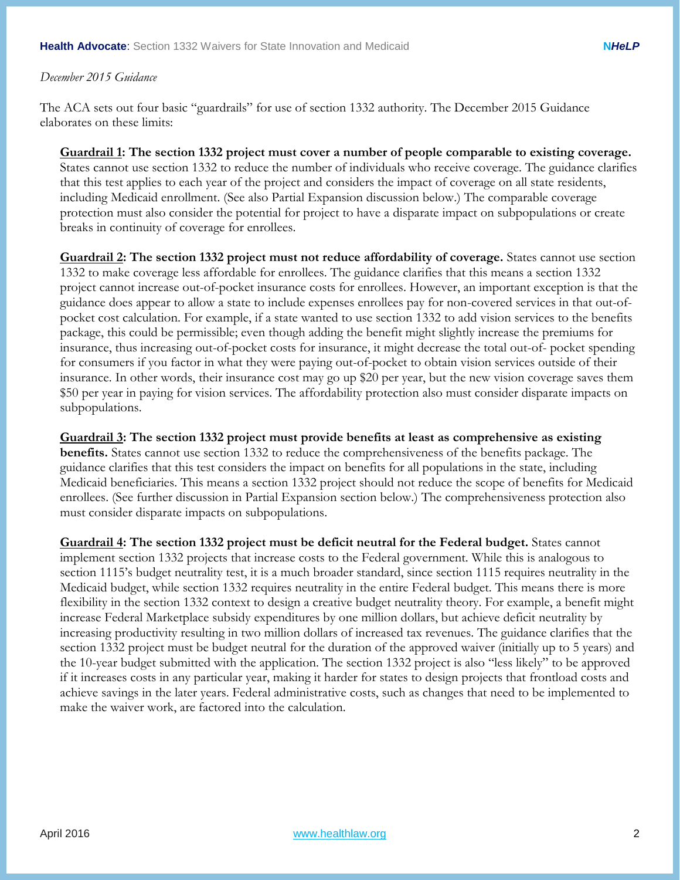*December 2015 Guidance*

The ACA sets out four basic "guardrails" for use of section 1332 authority. The December 2015 Guidance elaborates on these limits:

**<u>Guardrail 1</u>: The section 1332 project must cover a number of people comparable to existing coverage.** States cannot use section 1332 to reduce the number of individuals who receive coverage. The guidance clarifies that this test applies to each year of the project and considers the impact of coverage on all state residents, including Medicaid enrollment. (See also Partial Expansion discussion below.) The comparable coverage protection must also consider the potential for project to have a disparate impact on subpopulations or create breaks in continuity of coverage for enrollees.

**<u>Guardrail 2</u>: The section 1332 project must not reduce affordability of coverage.** States cannot use section 1332 to make coverage less affordable for enrollees. The guidance clarifies that this means a section 1332 project cannot increase out-of-pocket insurance costs for enrollees. However, an important exception is that the guidance does appear to allow a state to include expenses enrollees pay for non-covered services in that out-of-pocket cost calculation. For example, if a state wanted to use section 1332 to add vision services to the benefits package, this could be permissible; even though adding the benefit might slightly increase the premiums for insurance, thus increasing out-of-pocket costs for insurance, it might decrease the total out-of- pocket spending for consumers if you factor in what they were paying out-of-pocket to obtain vision services outside of their insurance. In other words, their insurance cost may go up $20 per year, but the new vision coverage saves them $50 per year in paying for vision services. The affordability protection also must consider disparate impacts on subpopulations.

**<u>Guardrail 3</u>: The section 1332 project must provide benefits at least as comprehensive as existing benefits.** States cannot use section 1332 to reduce the comprehensiveness of the benefits package. The guidance clarifies that this test considers the impact on benefits for all populations in the state, including Medicaid beneficiaries. This means a section 1332 project should not reduce the scope of benefits for Medicaid enrollees. (See further discussion in Partial Expansion section below.) The comprehensiveness protection also must consider disparate impacts on subpopulations.

**<u>Guardrail 4</u>: The section 1332 project must be deficit neutral for the Federal budget.** States cannot implement section 1332 projects that increase costs to the Federal government. While this is analogous to section 1115's budget neutrality test, it is a much broader standard, since section 1115 requires neutrality in the Medicaid budget, while section 1332 requires neutrality in the entire Federal budget. This means there is more flexibility in the section 1332 context to design a creative budget neutrality theory. For example, a benefit might increase Federal Marketplace subsidy expenditures by one million dollars, but achieve deficit neutrality by increasing productivity resulting in two million dollars of increased tax revenues. The guidance clarifies that the section 1332 project must be budget neutral for the duration of the approved waiver (initially up to 5 years) and the 10-year budget submitted with the application. The section 1332 project is also "less likely" to be approved if it increases costs in any particular year, making it harder for states to design projects that frontload costs and achieve savings in the later years. Federal administrative costs, such as changes that need to be implemented to make the waiver work, are factored into the calculation.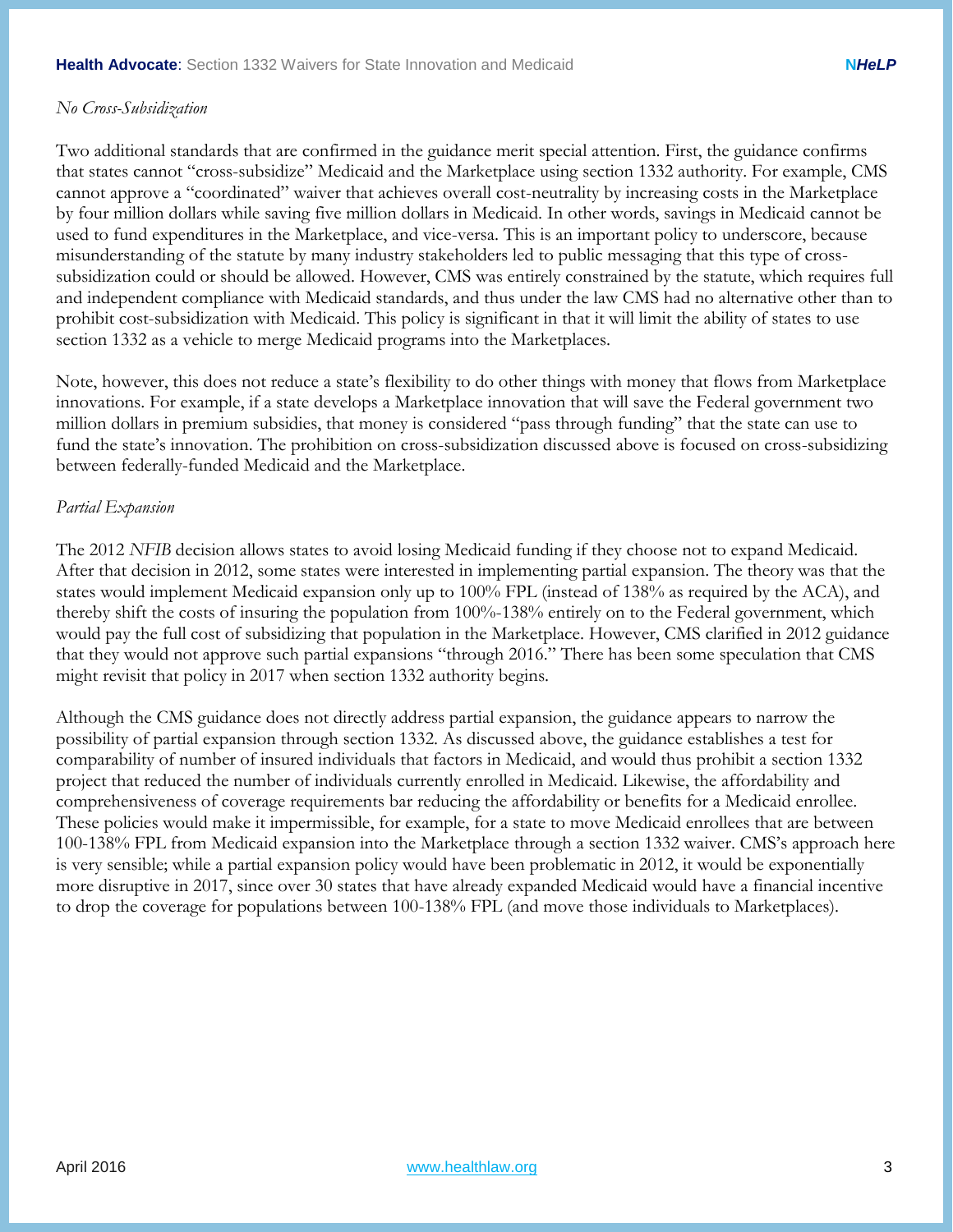*No Cross-Subsidization*

Two additional standards that are confirmed in the guidance merit special attention. First, the guidance confirms that states cannot "cross-subsidize" Medicaid and the Marketplace using section 1332 authority. For example, CMS cannot approve a "coordinated" waiver that achieves overall cost-neutrality by increasing costs in the Marketplace by four million dollars while saving five million dollars in Medicaid. In other words, savings in Medicaid cannot be used to fund expenditures in the Marketplace, and vice-versa. This is an important policy to underscore, because misunderstanding of the statute by many industry stakeholders led to public messaging that this type of cross-subsidization could or should be allowed. However, CMS was entirely constrained by the statute, which requires full and independent compliance with Medicaid standards, and thus under the law CMS had no alternative other than to prohibit cost-subsidization with Medicaid. This policy is significant in that it will limit the ability of states to use section 1332 as a vehicle to merge Medicaid programs into the Marketplaces.

Note, however, this does not reduce a state's flexibility to do other things with money that flows from Marketplace innovations. For example, if a state develops a Marketplace innovation that will save the Federal government two million dollars in premium subsidies, that money is considered "pass through funding" that the state can use to fund the state's innovation. The prohibition on cross-subsidization discussed above is focused on cross-subsidizing between federally-funded Medicaid and the Marketplace.

*Partial Expansion*

The 2012 *NFIB* decision allows states to avoid losing Medicaid funding if they choose not to expand Medicaid. After that decision in 2012, some states were interested in implementing partial expansion. The theory was that the states would implement Medicaid expansion only up to 100% FPL (instead of 138% as required by the ACA), and thereby shift the costs of insuring the population from 100%-138% entirely on to the Federal government, which would pay the full cost of subsidizing that population in the Marketplace. However, CMS clarified in 2012 guidance that they would not approve such partial expansions "through 2016." There has been some speculation that CMS might revisit that policy in 2017 when section 1332 authority begins.

Although the CMS guidance does not directly address partial expansion, the guidance appears to narrow the possibility of partial expansion through section 1332. As discussed above, the guidance establishes a test for comparability of number of insured individuals that factors in Medicaid, and would thus prohibit a section 1332 project that reduced the number of individuals currently enrolled in Medicaid. Likewise, the affordability and comprehensiveness of coverage requirements bar reducing the affordability or benefits for a Medicaid enrollee. These policies would make it impermissible, for example, for a state to move Medicaid enrollees that are between 100-138% FPL from Medicaid expansion into the Marketplace through a section 1332 waiver. CMS's approach here is very sensible; while a partial expansion policy would have been problematic in 2012, it would be exponentially more disruptive in 2017, since over 30 states that have already expanded Medicaid would have a financial incentive to drop the coverage for populations between 100-138% FPL (and move those individuals to Marketplaces).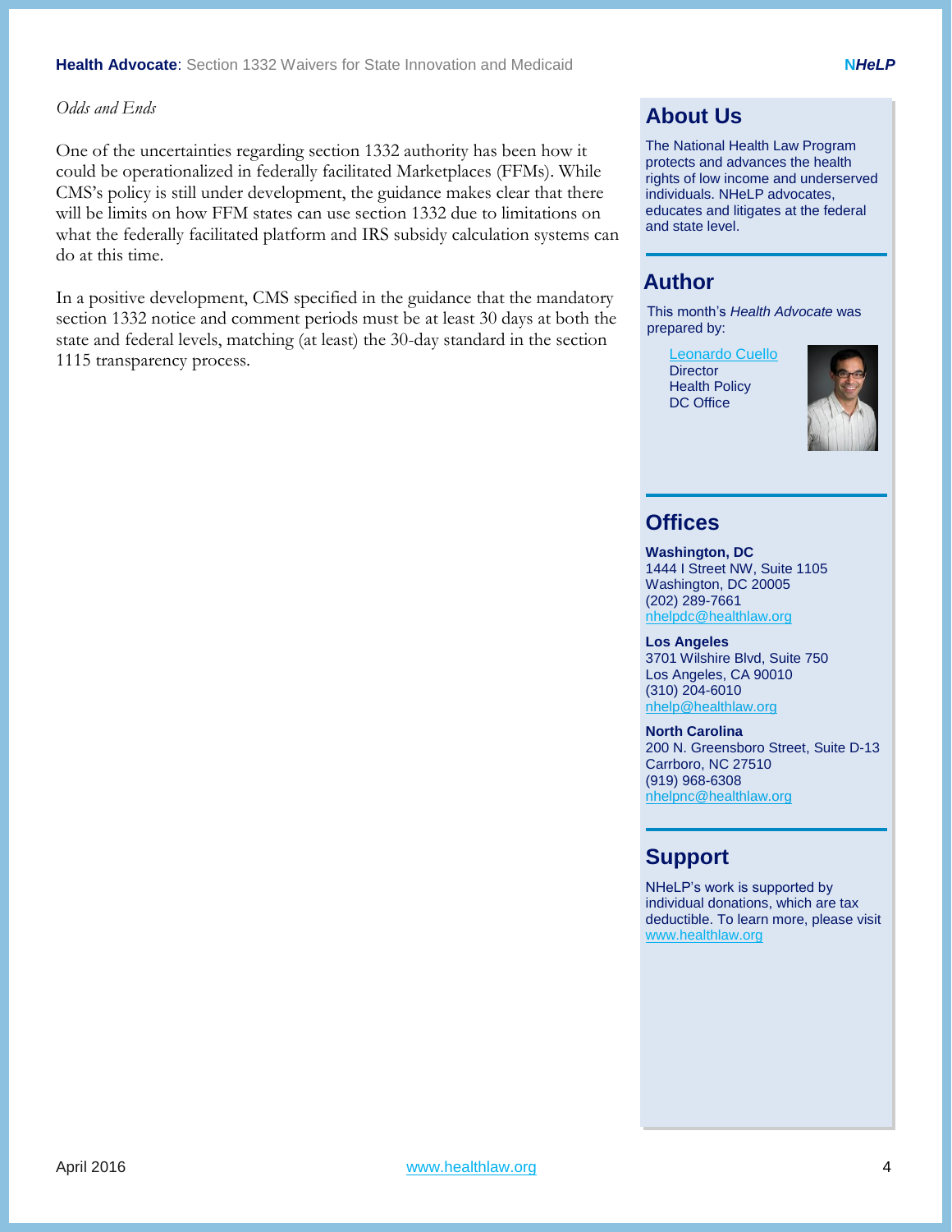*Odds and Ends*

One of the uncertainties regarding section 1332 authority has been how it could be operationalized in federally facilitated Marketplaces (FFMs). While CMS's policy is still under development, the guidance makes clear that there will be limits on how FFM states can use section 1332 due to limitations on what the federally facilitated platform and IRS subsidy calculation systems can do at this time.

In a positive development, CMS specified in the guidance that the mandatory section 1332 notice and comment periods must be at least 30 days at both the state and federal levels, matching (at least) the 30-day standard in the section 1115 transparency process.

## About Us

The National Health Law Program protects and advances the health rights of low income and underserved individuals. NHeLP advocates, educates and litigates at the federal and state level.

## Author

This month's *Health Advocate* was prepared by:

Leonardo Cuello
Director
Health Policy
DC Office

## Offices

**Washington, DC**
1444 I Street NW, Suite 1105
Washington, DC 20005
(202) 289-7661
nhelpdc@healthlaw.org

**Los Angeles**
3701 Wilshire Blvd, Suite 750
Los Angeles, CA 90010
(310) 204-6010
nhelp@healthlaw.org

**North Carolina**
200 N. Greensboro Street, Suite D-13
Carrboro, NC 27510
(919) 968-6308
nhelpnc@healthlaw.org

## Support

NHeLP's work is supported by individual donations, which are tax deductible. To learn more, please visit www.healthlaw.org